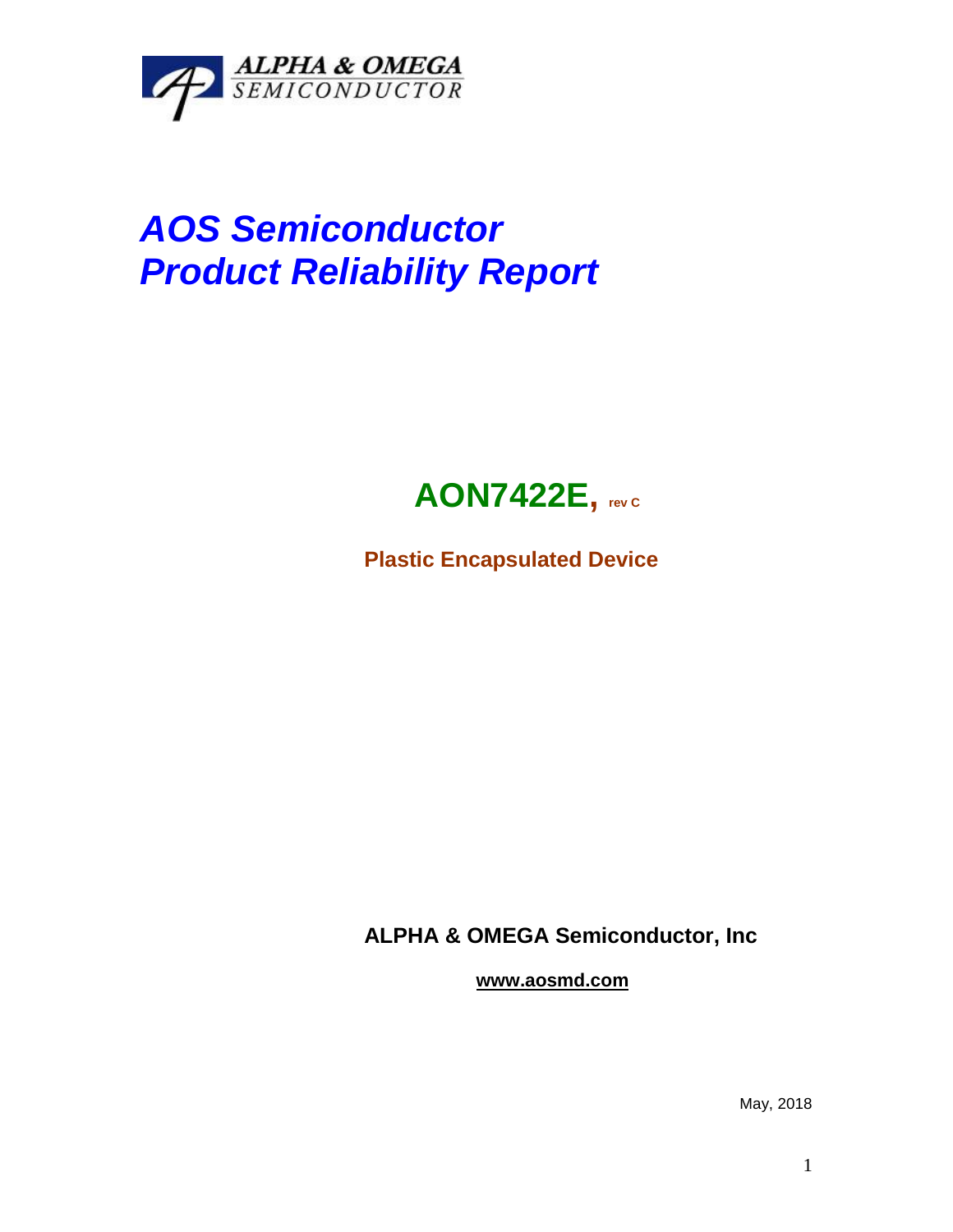ALPHA & OMEGA
SEMICONDUCTOR

# *AOS Semiconductor*
# *Product Reliability Report*

## **AON7422E, rev C**

**Plastic Encapsulated Device**

**ALPHA & OMEGA Semiconductor, Inc**

**www.aosmd.com**

May, 2018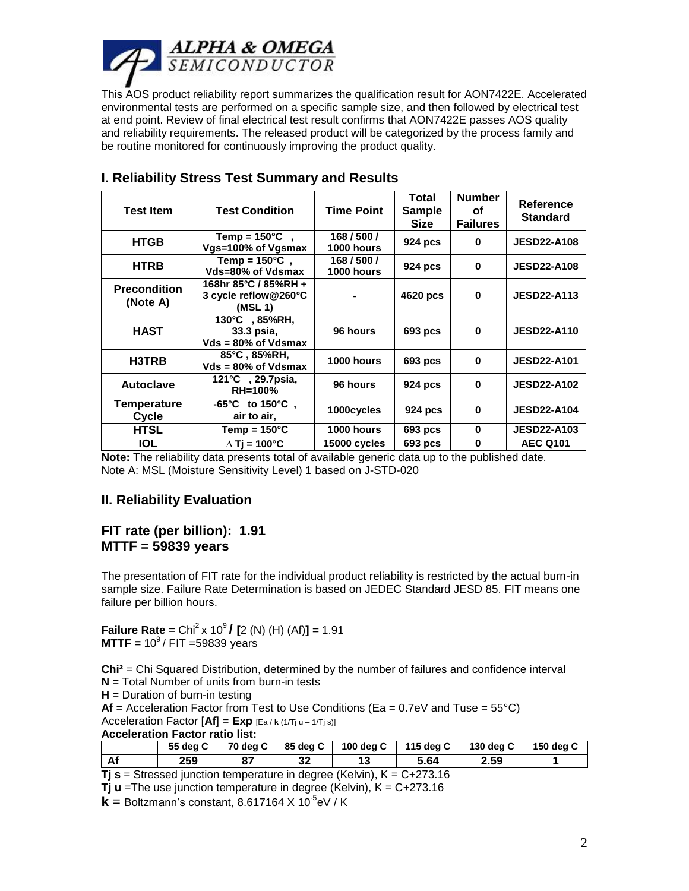**ALPHA & OMEGA SEMICONDUCTOR**

This AOS product reliability report summarizes the qualification result for AON7422E. Accelerated environmental tests are performed on a specific sample size, and then followed by electrical test at end point. Review of final electrical test result confirms that AON7422E passes AOS quality and reliability requirements. The released product will be categorized by the process family and be routine monitored for continuously improving the product quality.

## I. Reliability Stress Test Summary and Results

| Test Item | Test Condition | Time Point | Total Sample Size | Number of Failures | Reference Standard |
|---|---|---|---|---|---|
| HTGB | Temp = 150°C , Vgs=100% of Vgsmax | 168 / 500 / 1000 hours | 924 pcs | 0 | JESD22-A108 |
| HTRB | Temp = 150°C , Vds=80% of Vdsmax | 168 / 500 / 1000 hours | 924 pcs | 0 | JESD22-A108 |
| Precondition (Note A) | 168hr 85°C / 85%RH + 3 cycle reflow@260°C (MSL 1) | - | 4620 pcs | 0 | JESD22-A113 |
| HAST | 130°C , 85%RH, 33.3 psia, Vds = 80% of Vdsmax | 96 hours | 693 pcs | 0 | JESD22-A110 |
| H3TRB | 85°C , 85%RH, Vds = 80% of Vdsmax | 1000 hours | 693 pcs | 0 | JESD22-A101 |
| Autoclave | 121°C , 29.7psia, RH=100% | 96 hours | 924 pcs | 0 | JESD22-A102 |
| Temperature Cycle | -65°C to 150°C , air to air, | 1000cycles | 924 pcs | 0 | JESD22-A104 |
| HTSL | Temp = 150°C | 1000 hours | 693 pcs | 0 | JESD22-A103 |
| IOL | $\Delta$ Tj = 100°C | 15000 cycles | 693 pcs | 0 | AEC Q101 |

**Note:** The reliability data presents total of available generic data up to the published date.
Note A: MSL (Moisture Sensitivity Level) 1 based on J-STD-020

## II. Reliability Evaluation

### FIT rate (per billion): 1.91
### MTTF = 59839 years

The presentation of FIT rate for the individual product reliability is restricted by the actual burn-in sample size. Failure Rate Determination is based on JEDEC Standard JESD 85. FIT means one failure per billion hours.

**Failure Rate** = $Chi^2 \times 10^9$ **/ [**2 (N) (H) (Af)**] =** 1.91
**MTTF =** $10^9$ / FIT =59839 years

**Chi²** = Chi Squared Distribution, determined by the number of failures and confidence interval
**N** = Total Number of units from burn-in tests
**H** = Duration of burn-in testing
**Af** = Acceleration Factor from Test to Use Conditions (Ea = 0.7eV and Tuse = 55°C)
Acceleration Factor [**Af**] = **Exp** [Ea / **k** (1/Tj u – 1/Tj s)]

**Acceleration Factor ratio list:**

| | 55 deg C | 70 deg C | 85 deg C | 100 deg C | 115 deg C | 130 deg C | 150 deg C |
|---|---|---|---|---|---|---|---|
| Af | 259 | 87 | 32 | 13 | 5.64 | 2.59 | 1 |

**Tj s** = Stressed junction temperature in degree (Kelvin), K = C+273.16
**Tj u** =The use junction temperature in degree (Kelvin), K = C+273.16
**k** = Boltzmann's constant, 8.617164 X $10^{-5}$eV / K